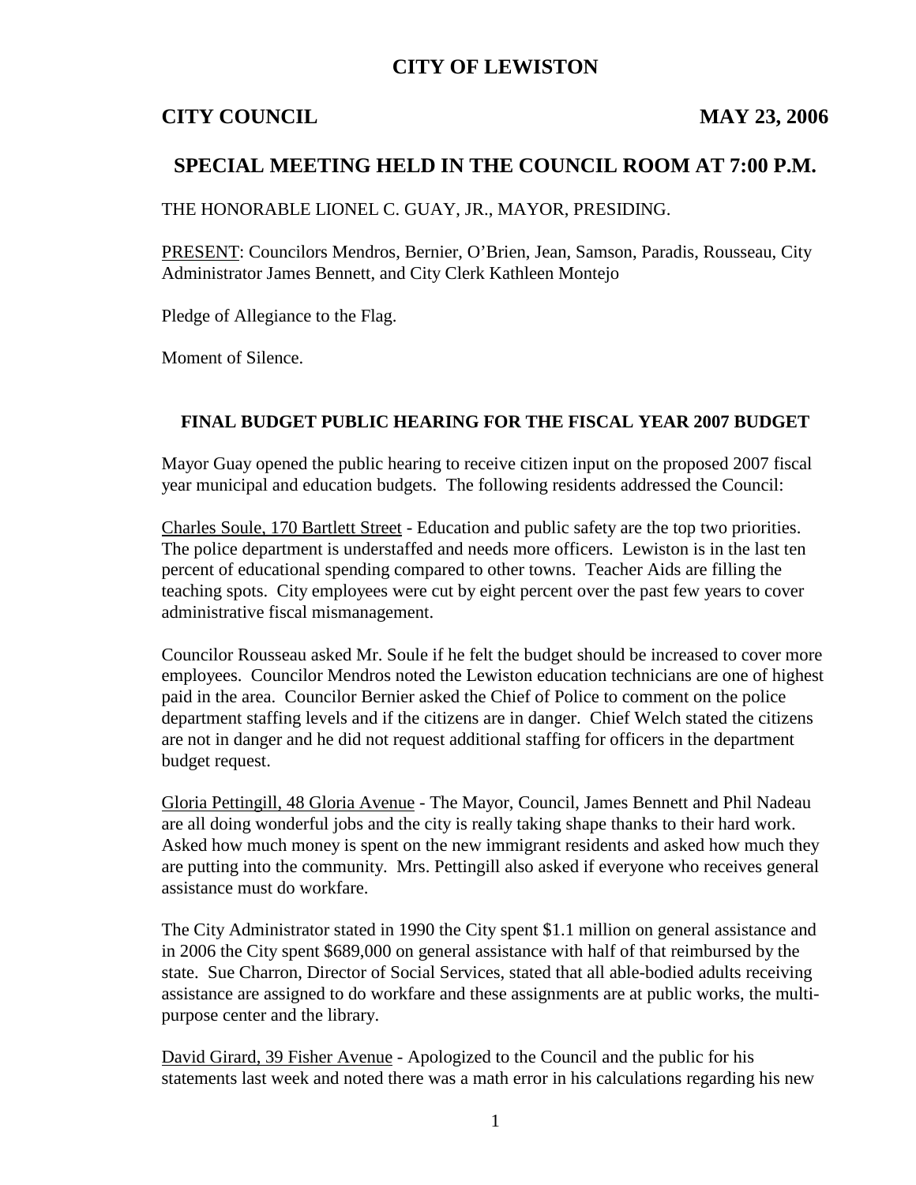# CITY OF LEWISTON

## CITY COUNCIL MAY 23, 2006

## SPECIAL MEETING HELD IN THE COUNCIL ROOM AT 7:00 P.M.

THE HONORABLE LIONEL C. GUAY, JR., MAYOR, PRESIDING.

PRESENT: Councilors Mendros, Bernier, O'Brien, Jean, Samson, Paradis, Rousseau, City Administrator James Bennett, and City Clerk Kathleen Montejo

Pledge of Allegiance to the Flag.

Moment of Silence.

### FINAL BUDGET PUBLIC HEARING FOR THE FISCAL YEAR 2007 BUDGET

Mayor Guay opened the public hearing to receive citizen input on the proposed 2007 fiscal year municipal and education budgets. The following residents addressed the Council:

Charles Soule, 170 Bartlett Street - Education and public safety are the top two priorities. The police department is understaffed and needs more officers. Lewiston is in the last ten percent of educational spending compared to other towns. Teacher Aids are filling the teaching spots. City employees were cut by eight percent over the past few years to cover administrative fiscal mismanagement.

Councilor Rousseau asked Mr. Soule if he felt the budget should be increased to cover more employees. Councilor Mendros noted the Lewiston education technicians are one of highest paid in the area. Councilor Bernier asked the Chief of Police to comment on the police department staffing levels and if the citizens are in danger. Chief Welch stated the citizens are not in danger and he did not request additional staffing for officers in the department budget request.

Gloria Pettingill, 48 Gloria Avenue - The Mayor, Council, James Bennett and Phil Nadeau are all doing wonderful jobs and the city is really taking shape thanks to their hard work. Asked how much money is spent on the new immigrant residents and asked how much they are putting into the community. Mrs. Pettingill also asked if everyone who receives general assistance must do workfare.

The City Administrator stated in 1990 the City spent $1.1 million on general assistance and in 2006 the City spent $689,000 on general assistance with half of that reimbursed by the state. Sue Charron, Director of Social Services, stated that all able-bodied adults receiving assistance are assigned to do workfare and these assignments are at public works, the multi-purpose center and the library.

David Girard, 39 Fisher Avenue - Apologized to the Council and the public for his statements last week and noted there was a math error in his calculations regarding his new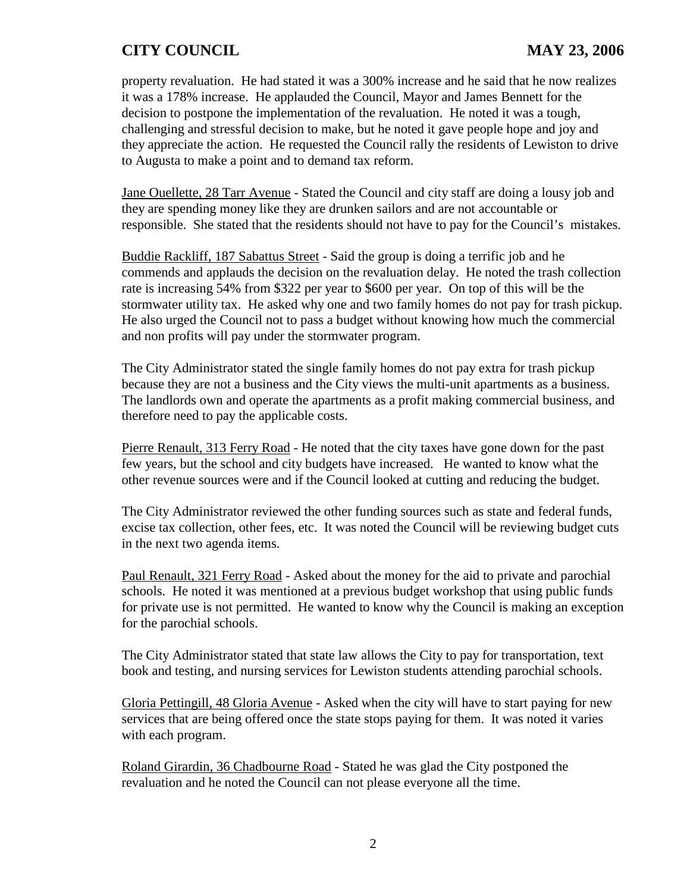property revaluation. He had stated it was a 300% increase and he said that he now realizes it was a 178% increase. He applauded the Council, Mayor and James Bennett for the decision to postpone the implementation of the revaluation. He noted it was a tough, challenging and stressful decision to make, but he noted it gave people hope and joy and they appreciate the action. He requested the Council rally the residents of Lewiston to drive to Augusta to make a point and to demand tax reform.

Jane Ouellette, 28 Tarr Avenue - Stated the Council and city staff are doing a lousy job and they are spending money like they are drunken sailors and are not accountable or responsible. She stated that the residents should not have to pay for the Council's mistakes.

Buddie Rackliff, 187 Sabattus Street - Said the group is doing a terrific job and he commends and applauds the decision on the revaluation delay. He noted the trash collection rate is increasing 54% from $322 per year to $600 per year. On top of this will be the stormwater utility tax. He asked why one and two family homes do not pay for trash pickup. He also urged the Council not to pass a budget without knowing how much the commercial and non profits will pay under the stormwater program.

The City Administrator stated the single family homes do not pay extra for trash pickup because they are not a business and the City views the multi-unit apartments as a business. The landlords own and operate the apartments as a profit making commercial business, and therefore need to pay the applicable costs.

Pierre Renault, 313 Ferry Road - He noted that the city taxes have gone down for the past few years, but the school and city budgets have increased. He wanted to know what the other revenue sources were and if the Council looked at cutting and reducing the budget.

The City Administrator reviewed the other funding sources such as state and federal funds, excise tax collection, other fees, etc. It was noted the Council will be reviewing budget cuts in the next two agenda items.

Paul Renault, 321 Ferry Road - Asked about the money for the aid to private and parochial schools. He noted it was mentioned at a previous budget workshop that using public funds for private use is not permitted. He wanted to know why the Council is making an exception for the parochial schools.

The City Administrator stated that state law allows the City to pay for transportation, text book and testing, and nursing services for Lewiston students attending parochial schools.

Gloria Pettingill, 48 Gloria Avenue - Asked when the city will have to start paying for new services that are being offered once the state stops paying for them. It was noted it varies with each program.

Roland Girardin, 36 Chadbourne Road - Stated he was glad the City postponed the revaluation and he noted the Council can not please everyone all the time.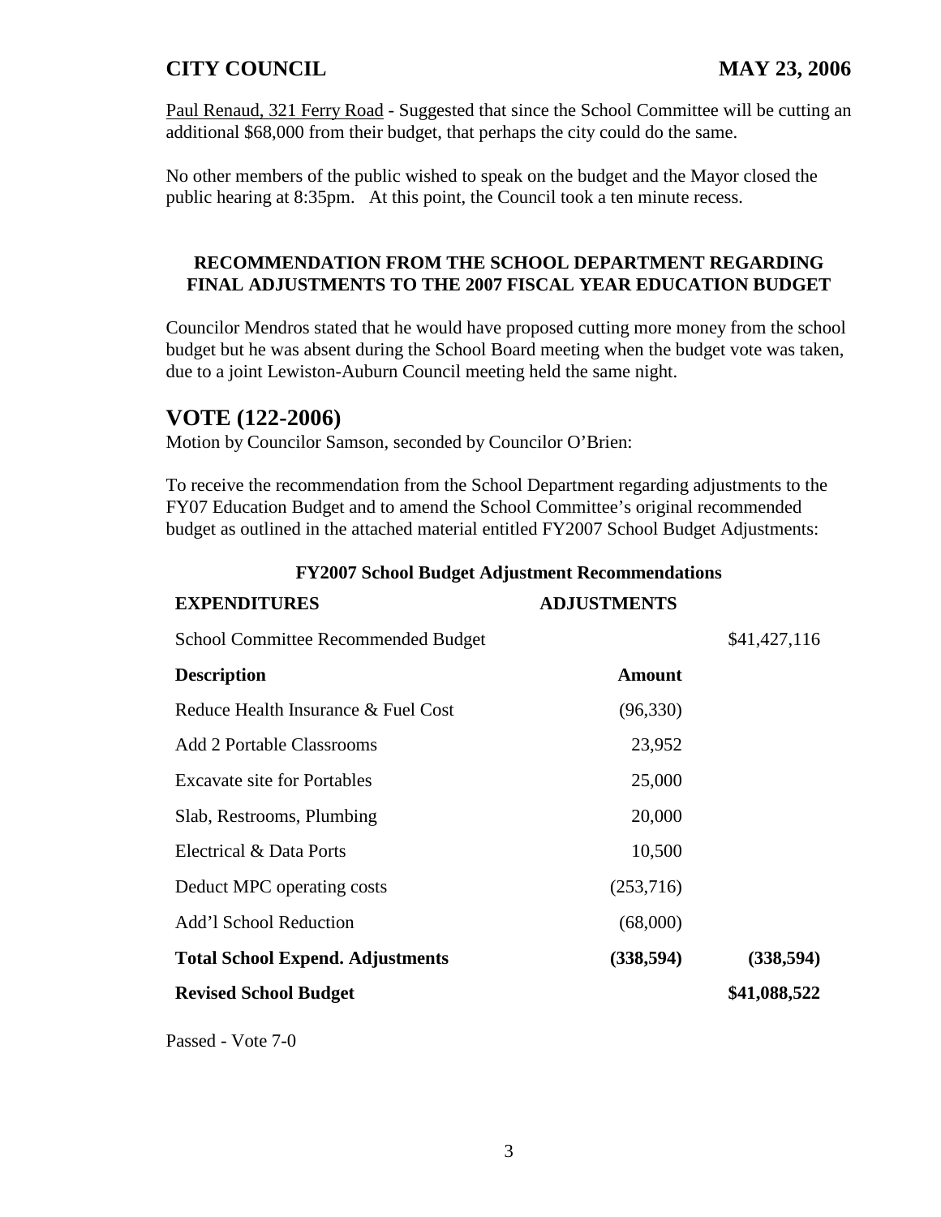Paul Renaud, 321 Ferry Road - Suggested that since the School Committee will be cutting an additional $68,000 from their budget, that perhaps the city could do the same.

No other members of the public wished to speak on the budget and the Mayor closed the public hearing at 8:35pm. At this point, the Council took a ten minute recess.

### RECOMMENDATION FROM THE SCHOOL DEPARTMENT REGARDING FINAL ADJUSTMENTS TO THE 2007 FISCAL YEAR EDUCATION BUDGET

Councilor Mendros stated that he would have proposed cutting more money from the school budget but he was absent during the School Board meeting when the budget vote was taken, due to a joint Lewiston-Auburn Council meeting held the same night.

## VOTE (122-2006)

Motion by Councilor Samson, seconded by Councilor O'Brien:

To receive the recommendation from the School Department regarding adjustments to the FY07 Education Budget and to amend the School Committee's original recommended budget as outlined in the attached material entitled FY2007 School Budget Adjustments:

**FY2007 School Budget Adjustment Recommendations**

| **EXPENDITURES** | **ADJUSTMENTS** | |
|---|---|---|
| School Committee Recommended Budget | | $41,427,116 |
| **Description** | **Amount** | |
| Reduce Health Insurance & Fuel Cost | (96,330) | |
| Add 2 Portable Classrooms | 23,952 | |
| Excavate site for Portables | 25,000 | |
| Slab, Restrooms, Plumbing | 20,000 | |
| Electrical & Data Ports | 10,500 | |
| Deduct MPC operating costs | (253,716) | |
| Add'l School Reduction | (68,000) | |
| **Total School Expend. Adjustments** | **(338,594)** | **(338,594)** |
| **Revised School Budget** | | **$41,088,522** |

Passed - Vote 7-0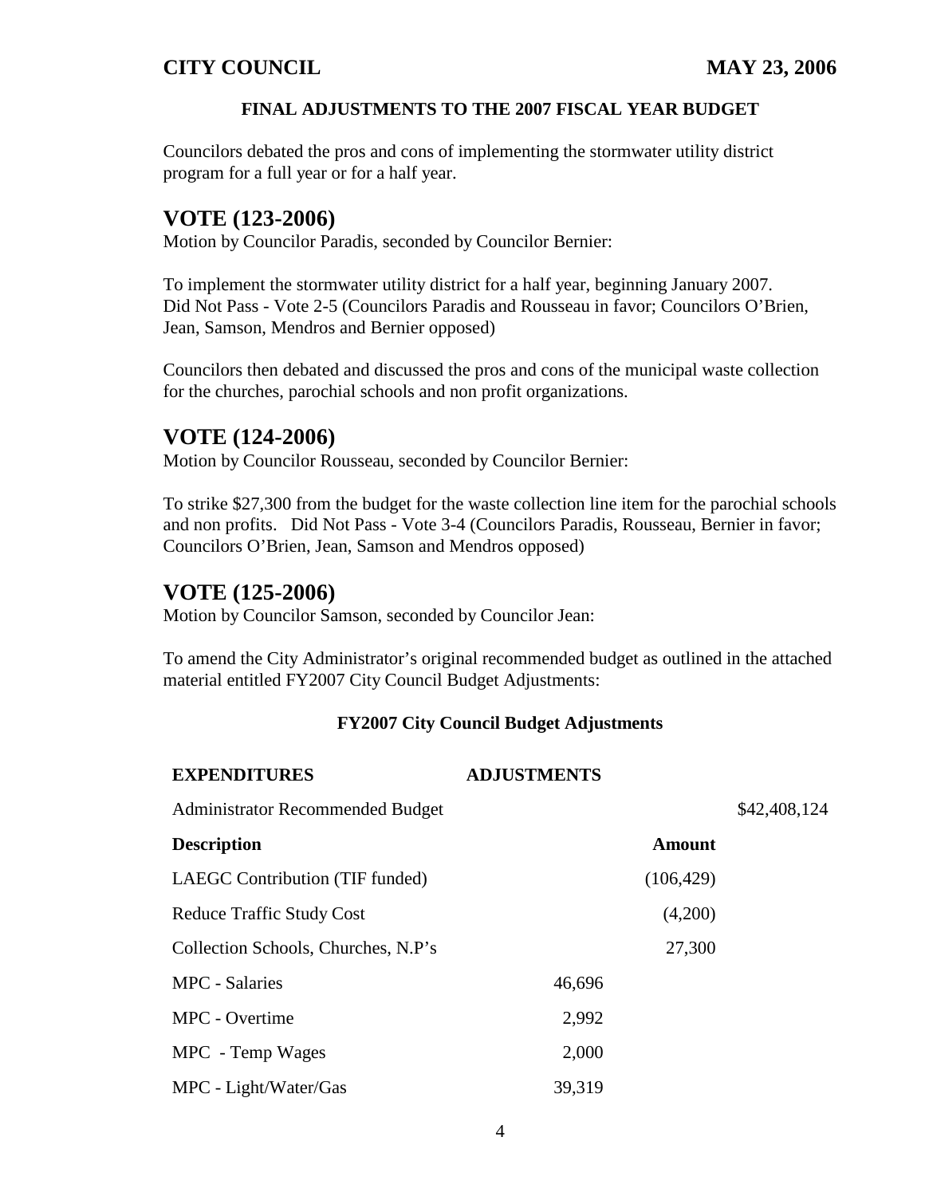## FINAL ADJUSTMENTS TO THE 2007 FISCAL YEAR BUDGET

Councilors debated the pros and cons of implementing the stormwater utility district program for a full year or for a half year.

## VOTE (123-2006)

Motion by Councilor Paradis, seconded by Councilor Bernier:

To implement the stormwater utility district for a half year, beginning January 2007. Did Not Pass - Vote 2-5 (Councilors Paradis and Rousseau in favor; Councilors O'Brien, Jean, Samson, Mendros and Bernier opposed)

Councilors then debated and discussed the pros and cons of the municipal waste collection for the churches, parochial schools and non profit organizations.

## VOTE (124-2006)

Motion by Councilor Rousseau, seconded by Councilor Bernier:

To strike $27,300 from the budget for the waste collection line item for the parochial schools and non profits. Did Not Pass - Vote 3-4 (Councilors Paradis, Rousseau, Bernier in favor; Councilors O'Brien, Jean, Samson and Mendros opposed)

## VOTE (125-2006)

Motion by Councilor Samson, seconded by Councilor Jean:

To amend the City Administrator's original recommended budget as outlined in the attached material entitled FY2007 City Council Budget Adjustments:

**FY2007 City Council Budget Adjustments**

| **EXPENDITURES** | **ADJUSTMENTS** | | |
|---|---|---|---|
| Administrator Recommended Budget | | | $42,408,124 |
| **Description** | | **Amount** | |
| LAEGC Contribution (TIF funded) | | (106,429) | |
| Reduce Traffic Study Cost | | (4,200) | |
| Collection Schools, Churches, N.P's | | 27,300 | |
| MPC - Salaries | 46,696 | | |
| MPC - Overtime | 2,992 | | |
| MPC - Temp Wages | 2,000 | | |
| MPC - Light/Water/Gas | 39,319 | | |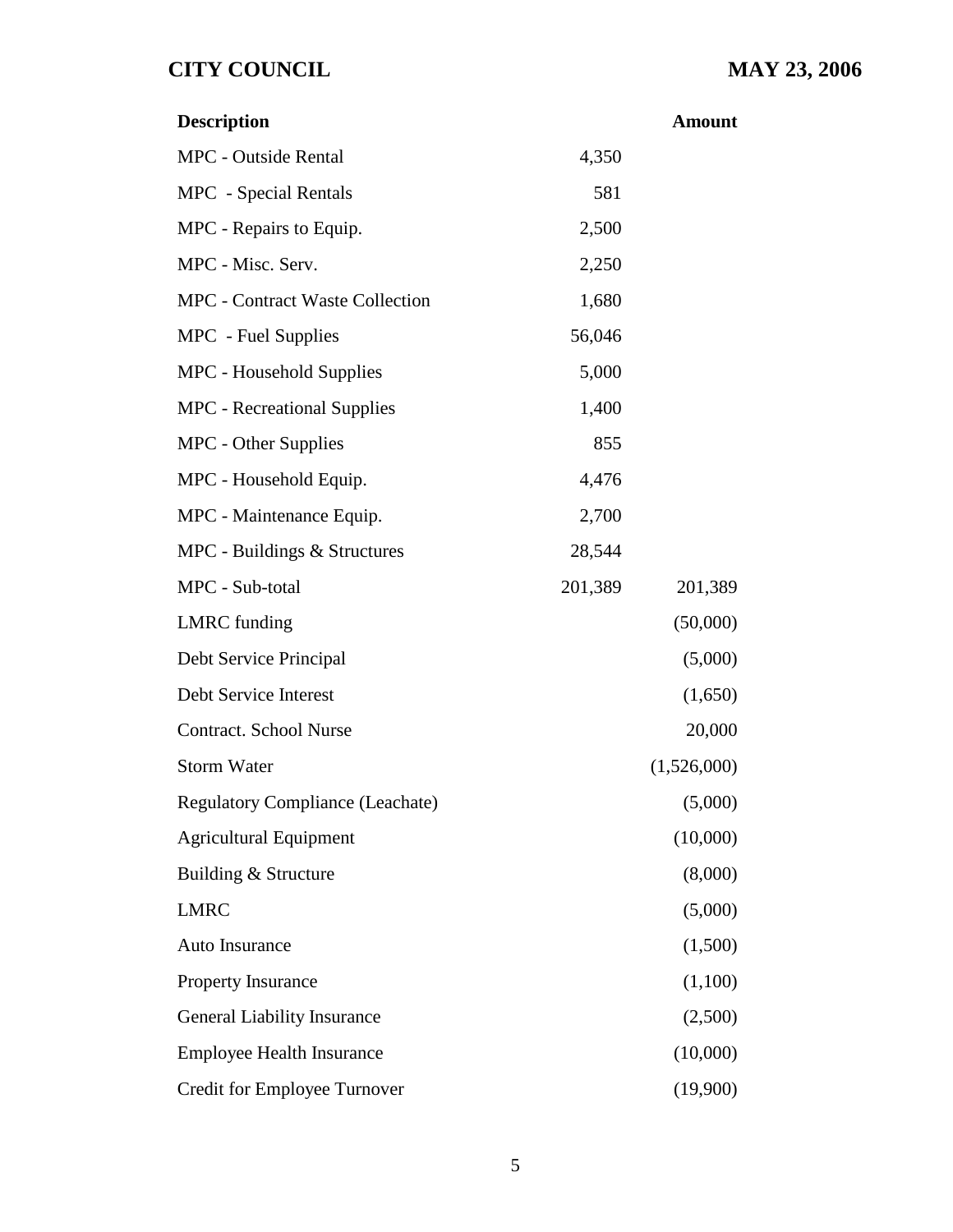| Description | | Amount |
|---|---|---|
| MPC - Outside Rental | 4,350 | |
| MPC - Special Rentals | 581 | |
| MPC - Repairs to Equip. | 2,500 | |
| MPC - Misc. Serv. | 2,250 | |
| MPC - Contract Waste Collection | 1,680 | |
| MPC - Fuel Supplies | 56,046 | |
| MPC - Household Supplies | 5,000 | |
| MPC - Recreational Supplies | 1,400 | |
| MPC - Other Supplies | 855 | |
| MPC - Household Equip. | 4,476 | |
| MPC - Maintenance Equip. | 2,700 | |
| MPC - Buildings & Structures | 28,544 | |
| MPC - Sub-total | 201,389 | 201,389 |
| LMRC funding | | (50,000) |
| Debt Service Principal | | (5,000) |
| Debt Service Interest | | (1,650) |
| Contract. School Nurse | | 20,000 |
| Storm Water | | (1,526,000) |
| Regulatory Compliance (Leachate) | | (5,000) |
| Agricultural Equipment | | (10,000) |
| Building & Structure | | (8,000) |
| LMRC | | (5,000) |
| Auto Insurance | | (1,500) |
| Property Insurance | | (1,100) |
| General Liability Insurance | | (2,500) |
| Employee Health Insurance | | (10,000) |
| Credit for Employee Turnover | | (19,900) |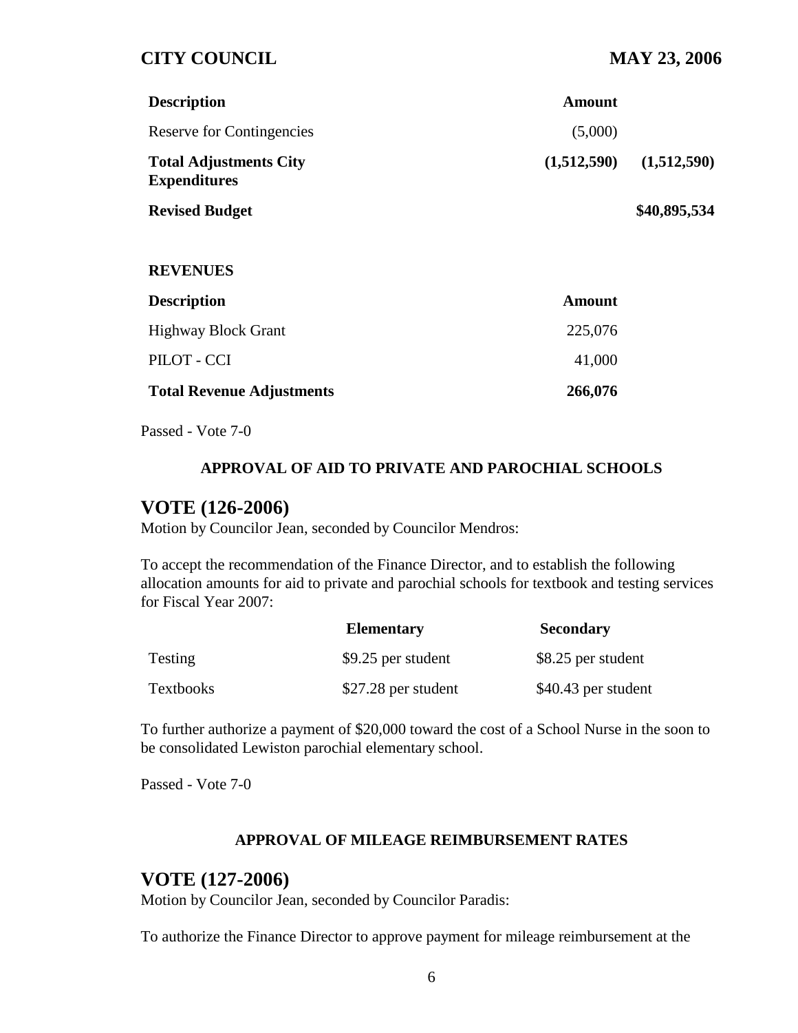| Description | Amount | |
|---|---|---|
| Reserve for Contingencies | (5,000) | |
| **Total Adjustments City Expenditures** | **(1,512,590)** | **(1,512,590)** |
| **Revised Budget** | | **$40,895,534** |

**REVENUES**

| Description | Amount |
|---|---|
| Highway Block Grant | 225,076 |
| PILOT - CCI | 41,000 |
| **Total Revenue Adjustments** | **266,076** |

Passed - Vote 7-0

### APPROVAL OF AID TO PRIVATE AND PAROCHIAL SCHOOLS

## VOTE (126-2006)

Motion by Councilor Jean, seconded by Councilor Mendros:

To accept the recommendation of the Finance Director, and to establish the following allocation amounts for aid to private and parochial schools for textbook and testing services for Fiscal Year 2007:

| | Elementary | Secondary |
|---|---|---|
| Testing | $9.25 per student | $8.25 per student |
| Textbooks | $27.28 per student | $40.43 per student |

To further authorize a payment of $20,000 toward the cost of a School Nurse in the soon to be consolidated Lewiston parochial elementary school.

Passed - Vote 7-0

### APPROVAL OF MILEAGE REIMBURSEMENT RATES

## VOTE (127-2006)

Motion by Councilor Jean, seconded by Councilor Paradis:

To authorize the Finance Director to approve payment for mileage reimbursement at the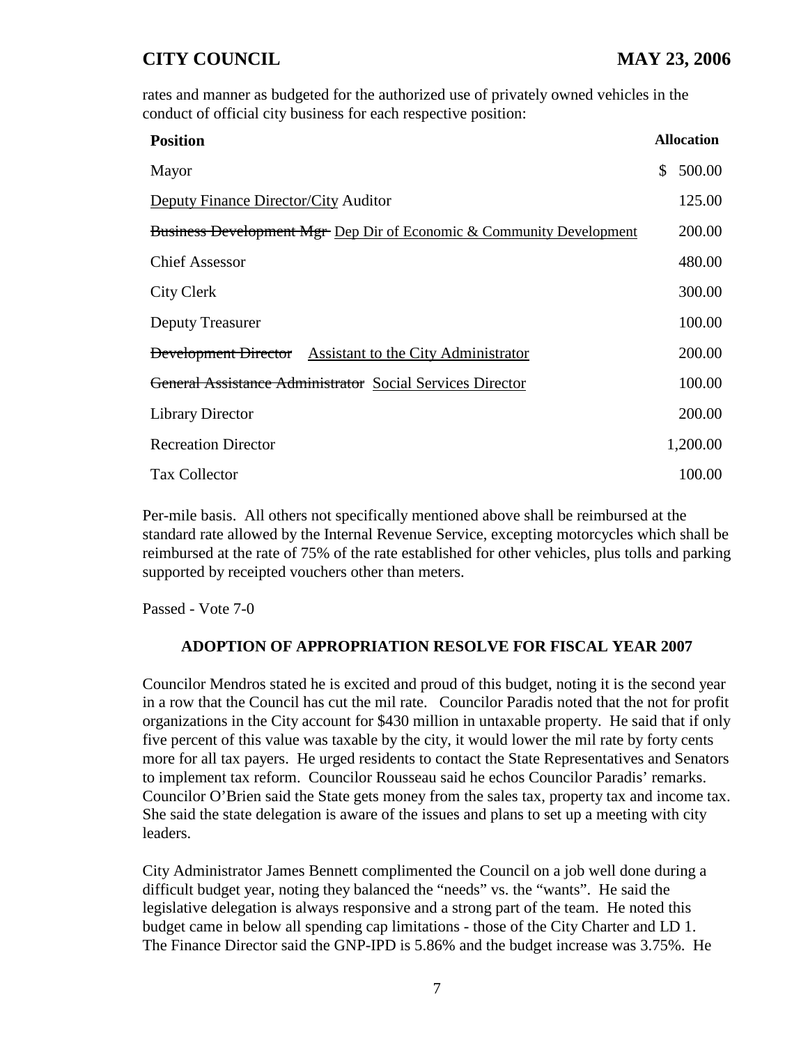rates and manner as budgeted for the authorized use of privately owned vehicles in the conduct of official city business for each respective position:

| Position | Allocation |
|---|---|
| Mayor | $ 500.00 |
| Deputy Finance Director/City Auditor | 125.00 |
| ~~Business Development Mgr~~ Dep Dir of Economic & Community Development | 200.00 |
| Chief Assessor | 480.00 |
| City Clerk | 300.00 |
| Deputy Treasurer | 100.00 |
| ~~Development Director~~ Assistant to the City Administrator | 200.00 |
| ~~General Assistance Administrator~~ Social Services Director | 100.00 |
| Library Director | 200.00 |
| Recreation Director | 1,200.00 |
| Tax Collector | 100.00 |

Per-mile basis. All others not specifically mentioned above shall be reimbursed at the standard rate allowed by the Internal Revenue Service, excepting motorcycles which shall be reimbursed at the rate of 75% of the rate established for other vehicles, plus tolls and parking supported by receipted vouchers other than meters.

Passed - Vote 7-0

**ADOPTION OF APPROPRIATION RESOLVE FOR FISCAL YEAR 2007**

Councilor Mendros stated he is excited and proud of this budget, noting it is the second year in a row that the Council has cut the mil rate. Councilor Paradis noted that the not for profit organizations in the City account for $430 million in untaxable property. He said that if only five percent of this value was taxable by the city, it would lower the mil rate by forty cents more for all tax payers. He urged residents to contact the State Representatives and Senators to implement tax reform. Councilor Rousseau said he echos Councilor Paradis' remarks. Councilor O'Brien said the State gets money from the sales tax, property tax and income tax. She said the state delegation is aware of the issues and plans to set up a meeting with city leaders.

City Administrator James Bennett complimented the Council on a job well done during a difficult budget year, noting they balanced the "needs" vs. the "wants". He said the legislative delegation is always responsive and a strong part of the team. He noted this budget came in below all spending cap limitations - those of the City Charter and LD 1. The Finance Director said the GNP-IPD is 5.86% and the budget increase was 3.75%. He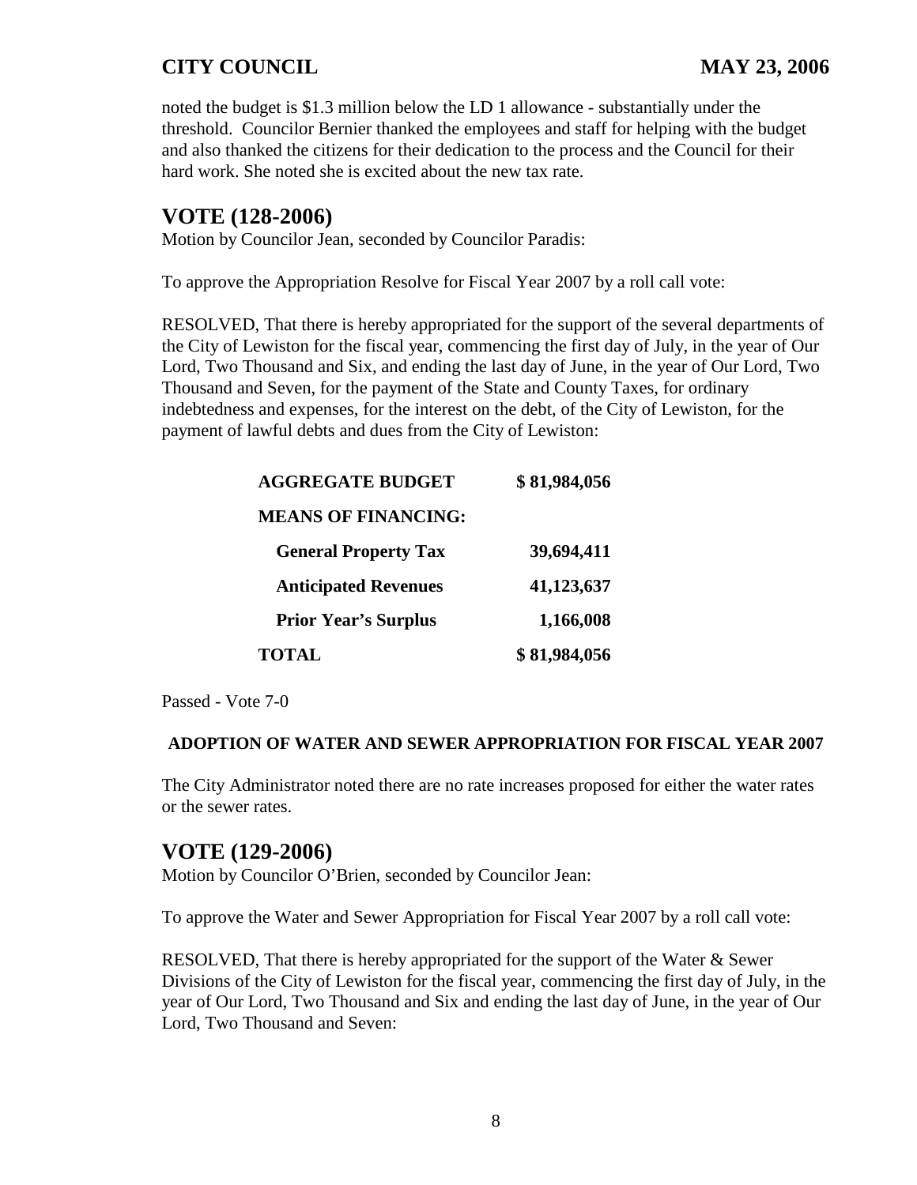noted the budget is $1.3 million below the LD 1 allowance - substantially under the threshold. Councilor Bernier thanked the employees and staff for helping with the budget and also thanked the citizens for their dedication to the process and the Council for their hard work. She noted she is excited about the new tax rate.

## VOTE (128-2006)

Motion by Councilor Jean, seconded by Councilor Paradis:

To approve the Appropriation Resolve for Fiscal Year 2007 by a roll call vote:

RESOLVED, That there is hereby appropriated for the support of the several departments of the City of Lewiston for the fiscal year, commencing the first day of July, in the year of Our Lord, Two Thousand and Six, and ending the last day of June, in the year of Our Lord, Two Thousand and Seven, for the payment of the State and County Taxes, for ordinary indebtedness and expenses, for the interest on the debt, of the City of Lewiston, for the payment of lawful debts and dues from the City of Lewiston:

| | |
|---|---|
| **AGGREGATE BUDGET** | **$ 81,984,056** |
| **MEANS OF FINANCING:** | |
| **General Property Tax** | **39,694,411** |
| **Anticipated Revenues** | **41,123,637** |
| **Prior Year's Surplus** | **1,166,008** |
| **TOTAL** | **$ 81,984,056** |

Passed - Vote 7-0

**ADOPTION OF WATER AND SEWER APPROPRIATION FOR FISCAL YEAR 2007**

The City Administrator noted there are no rate increases proposed for either the water rates or the sewer rates.

## VOTE (129-2006)

Motion by Councilor O'Brien, seconded by Councilor Jean:

To approve the Water and Sewer Appropriation for Fiscal Year 2007 by a roll call vote:

RESOLVED, That there is hereby appropriated for the support of the Water & Sewer Divisions of the City of Lewiston for the fiscal year, commencing the first day of July, in the year of Our Lord, Two Thousand and Six and ending the last day of June, in the year of Our Lord, Two Thousand and Seven: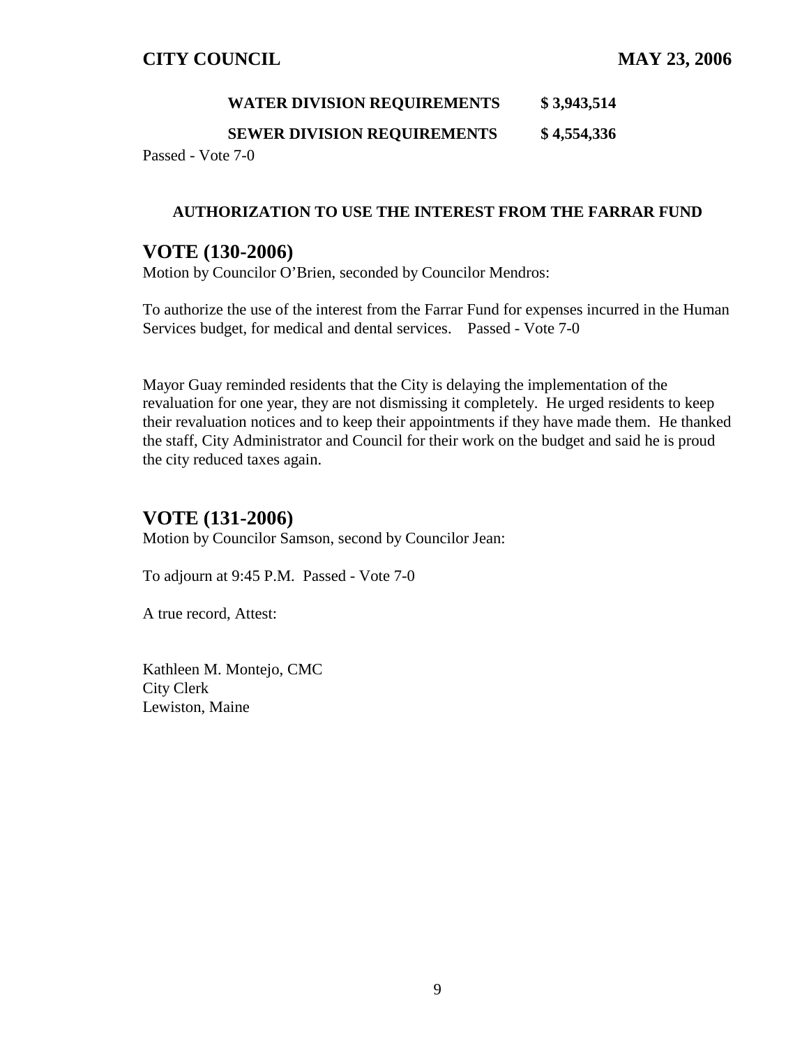**WATER DIVISION REQUIREMENTS $ 3,943,514**

**SEWER DIVISION REQUIREMENTS $ 4,554,336**

Passed - Vote 7-0

**AUTHORIZATION TO USE THE INTEREST FROM THE FARRAR FUND**

## VOTE (130-2006)

Motion by Councilor O'Brien, seconded by Councilor Mendros:

To authorize the use of the interest from the Farrar Fund for expenses incurred in the Human Services budget, for medical and dental services. Passed - Vote 7-0

Mayor Guay reminded residents that the City is delaying the implementation of the revaluation for one year, they are not dismissing it completely. He urged residents to keep their revaluation notices and to keep their appointments if they have made them. He thanked the staff, City Administrator and Council for their work on the budget and said he is proud the city reduced taxes again.

## VOTE (131-2006)

Motion by Councilor Samson, second by Councilor Jean:

To adjourn at 9:45 P.M. Passed - Vote 7-0

A true record, Attest:

Kathleen M. Montejo, CMC
City Clerk
Lewiston, Maine